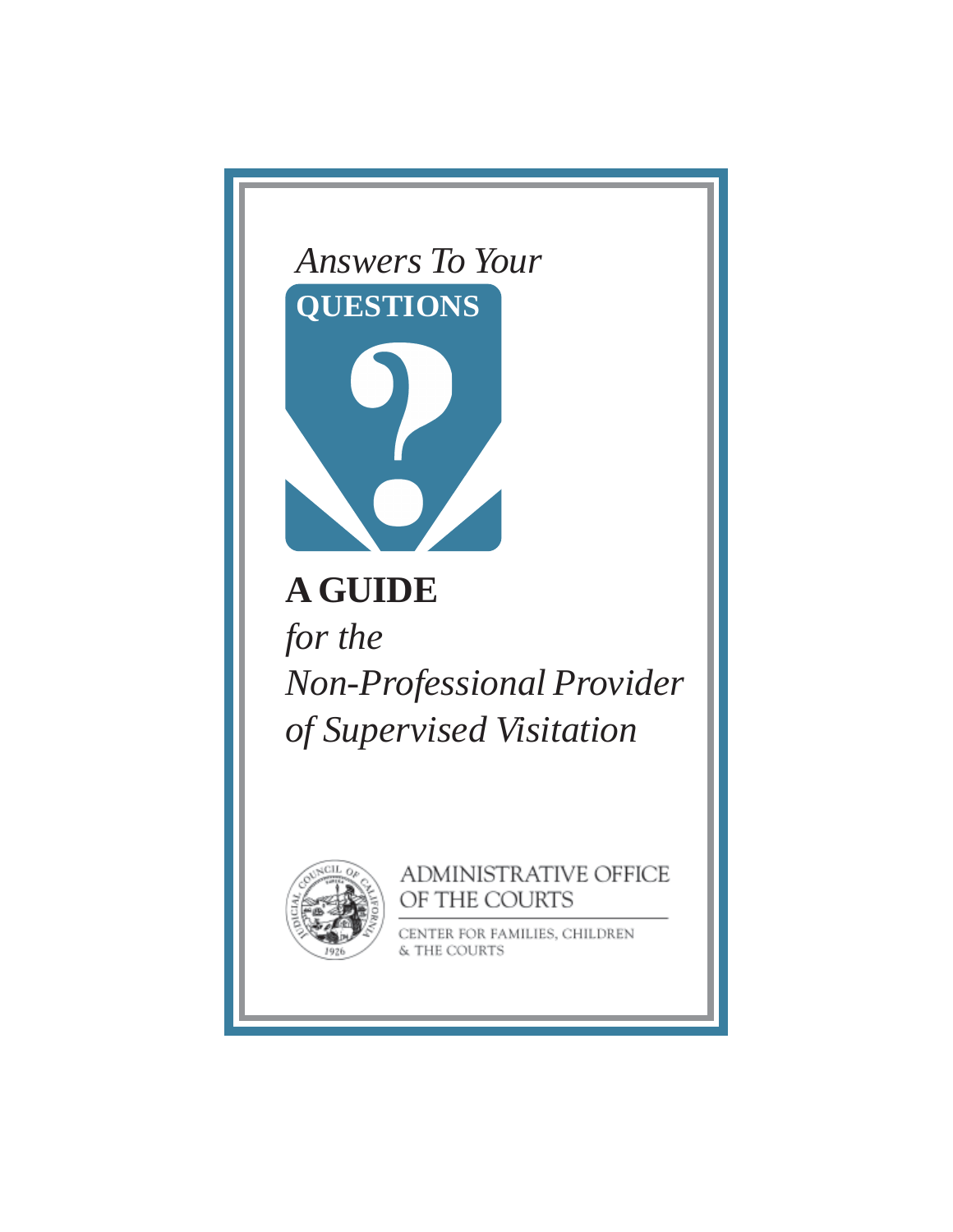*Answers To Your*

**QUESTIONS**

# A GUIDE

*for the*

*Non-Professional Provider*

*of Supervised Visitation*

ADMINISTRATIVE OFFICE
OF THE COURTS

CENTER FOR FAMILIES, CHILDREN
& THE COURTS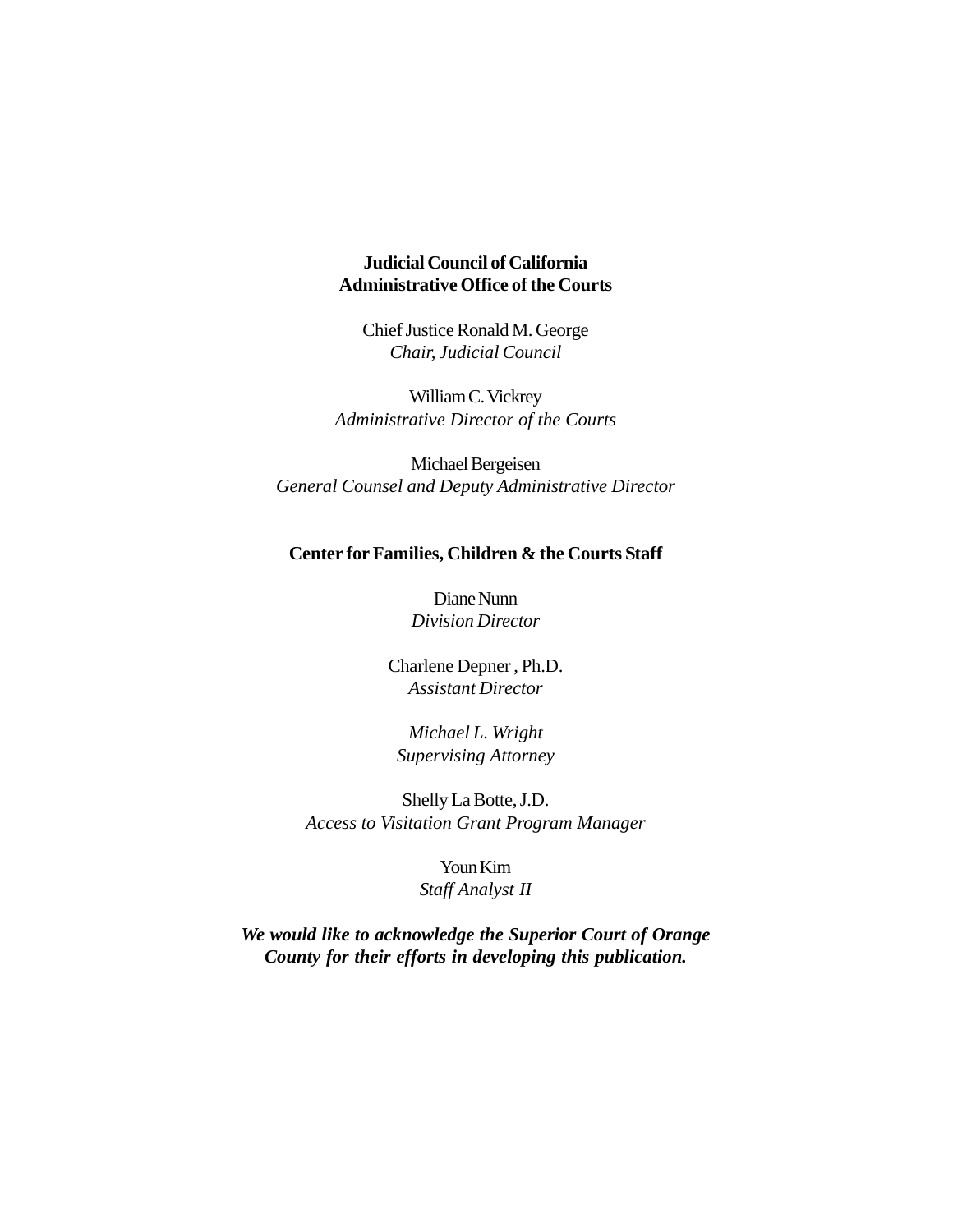**Judicial Council of California**
**Administrative Office of the Courts**

Chief Justice Ronald M. George
*Chair, Judicial Council*

William C. Vickrey
*Administrative Director of the Courts*

Michael Bergeisen
*General Counsel and Deputy Administrative Director*

**Center for Families, Children & the Courts Staff**

Diane Nunn
*Division Director*

Charlene Depner , Ph.D.
*Assistant Director*

*Michael L. Wright*
*Supervising Attorney*

Shelly La Botte, J.D.
*Access to Visitation Grant Program Manager*

Youn Kim
*Staff Analyst II*

***We would like to acknowledge the Superior Court of Orange County for their efforts in developing this publication.***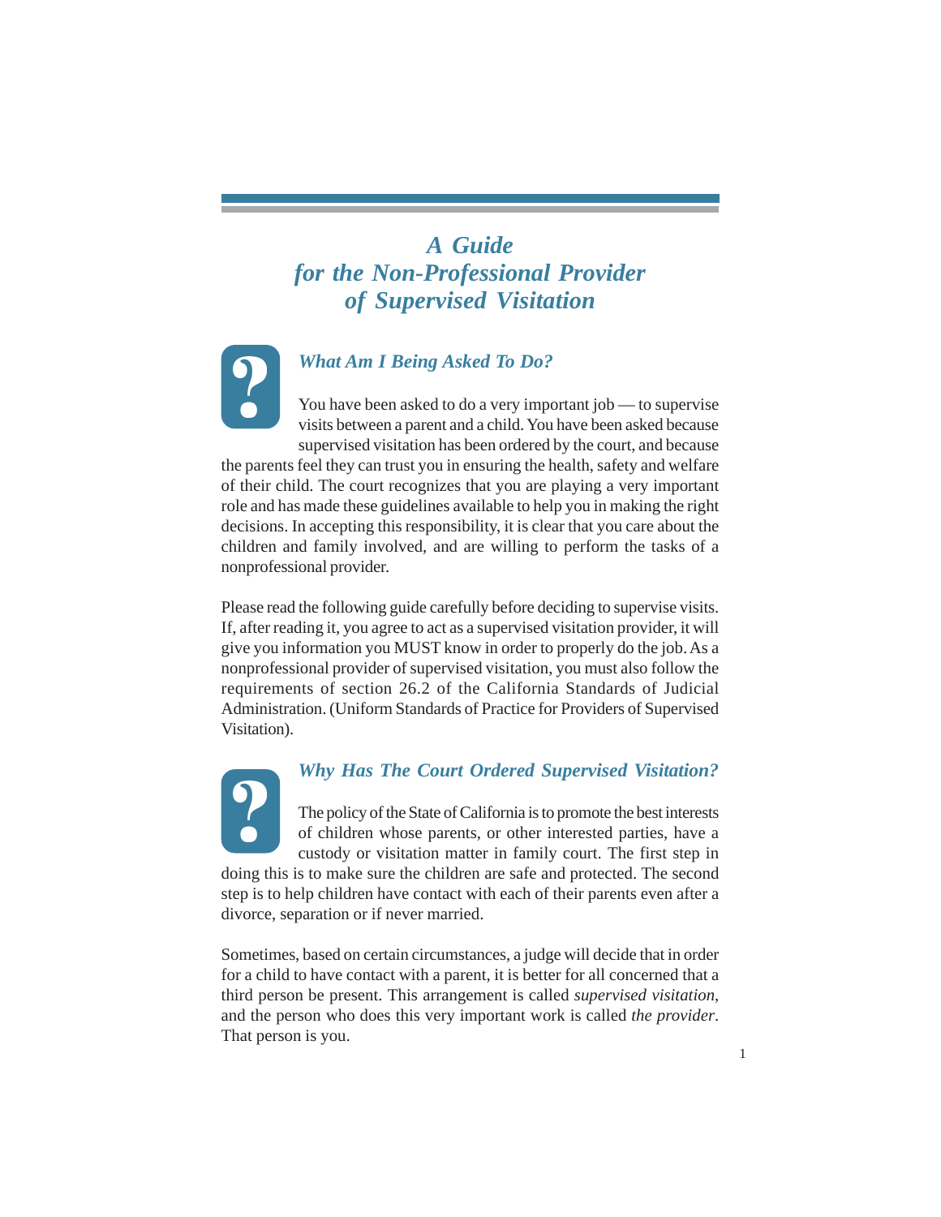# *A Guide for the Non-Professional Provider of Supervised Visitation*

## *What Am I Being Asked To Do?*

You have been asked to do a very important job — to supervise visits between a parent and a child. You have been asked because supervised visitation has been ordered by the court, and because the parents feel they can trust you in ensuring the health, safety and welfare of their child. The court recognizes that you are playing a very important role and has made these guidelines available to help you in making the right decisions. In accepting this responsibility, it is clear that you care about the children and family involved, and are willing to perform the tasks of a nonprofessional provider.

Please read the following guide carefully before deciding to supervise visits. If, after reading it, you agree to act as a supervised visitation provider, it will give you information you MUST know in order to properly do the job. As a nonprofessional provider of supervised visitation, you must also follow the requirements of section 26.2 of the California Standards of Judicial Administration. (Uniform Standards of Practice for Providers of Supervised Visitation).

## *Why Has The Court Ordered Supervised Visitation?*

The policy of the State of California is to promote the best interests of children whose parents, or other interested parties, have a custody or visitation matter in family court. The first step in doing this is to make sure the children are safe and protected. The second step is to help children have contact with each of their parents even after a divorce, separation or if never married.

Sometimes, based on certain circumstances, a judge will decide that in order for a child to have contact with a parent, it is better for all concerned that a third person be present. This arrangement is called *supervised visitation*, and the person who does this very important work is called *the provider*. That person is you.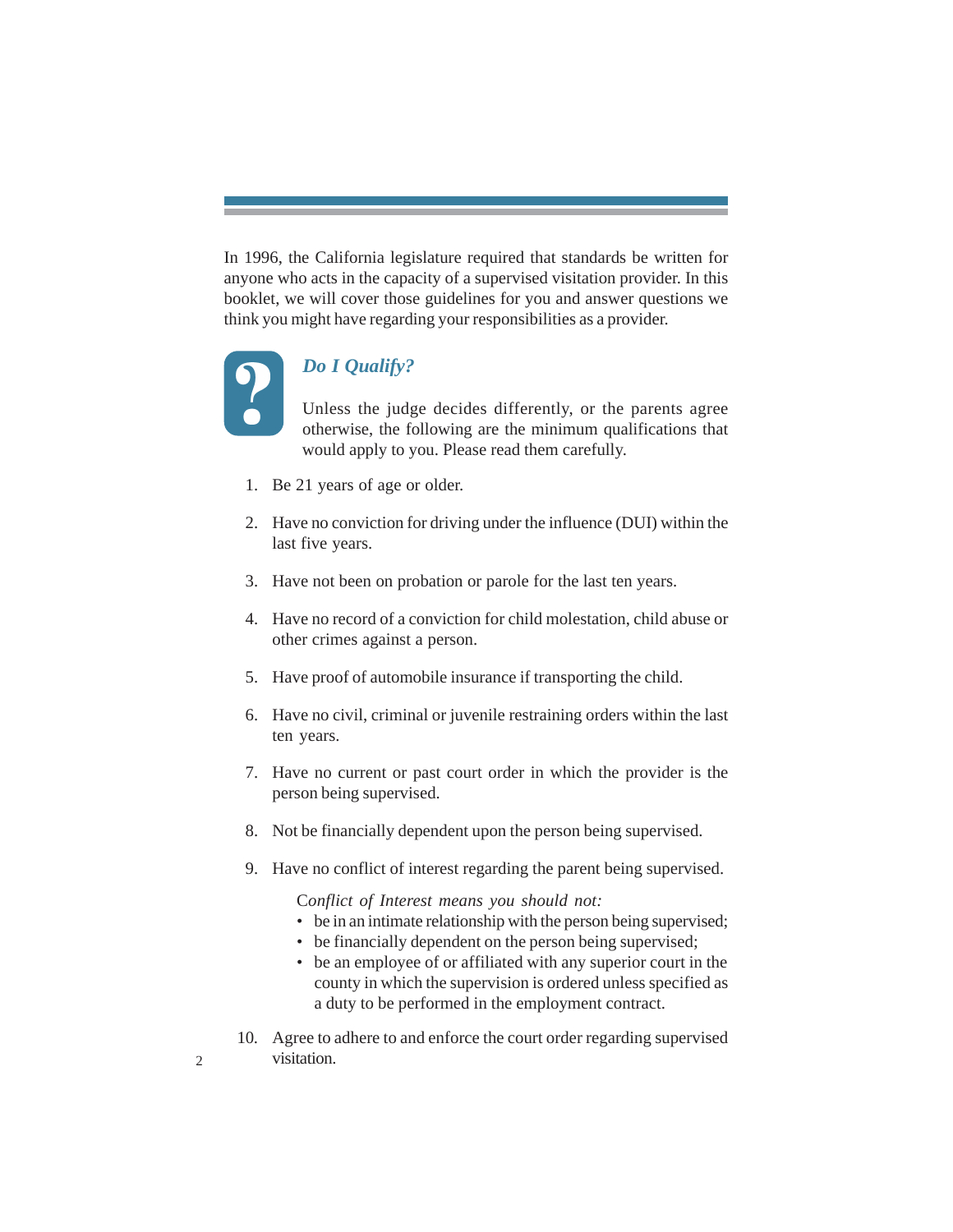In 1996, the California legislature required that standards be written for anyone who acts in the capacity of a supervised visitation provider. In this booklet, we will cover those guidelines for you and answer questions we think you might have regarding your responsibilities as a provider.

## *Do I Qualify?*

Unless the judge decides differently, or the parents agree otherwise, the following are the minimum qualifications that would apply to you. Please read them carefully.

1. Be 21 years of age or older.
2. Have no conviction for driving under the influence (DUI) within the last five years.
3. Have not been on probation or parole for the last ten years.
4. Have no record of a conviction for child molestation, child abuse or other crimes against a person.
5. Have proof of automobile insurance if transporting the child.
6. Have no civil, criminal or juvenile restraining orders within the last ten years.
7. Have no current or past court order in which the provider is the person being supervised.
8. Not be financially dependent upon the person being supervised.
9. Have no conflict of interest regarding the parent being supervised.

   C*onflict of Interest means you should not:*
   - be in an intimate relationship with the person being supervised;
   - be financially dependent on the person being supervised;
   - be an employee of or affiliated with any superior court in the county in which the supervision is ordered unless specified as a duty to be performed in the employment contract.

10. Agree to adhere to and enforce the court order regarding supervised visitation.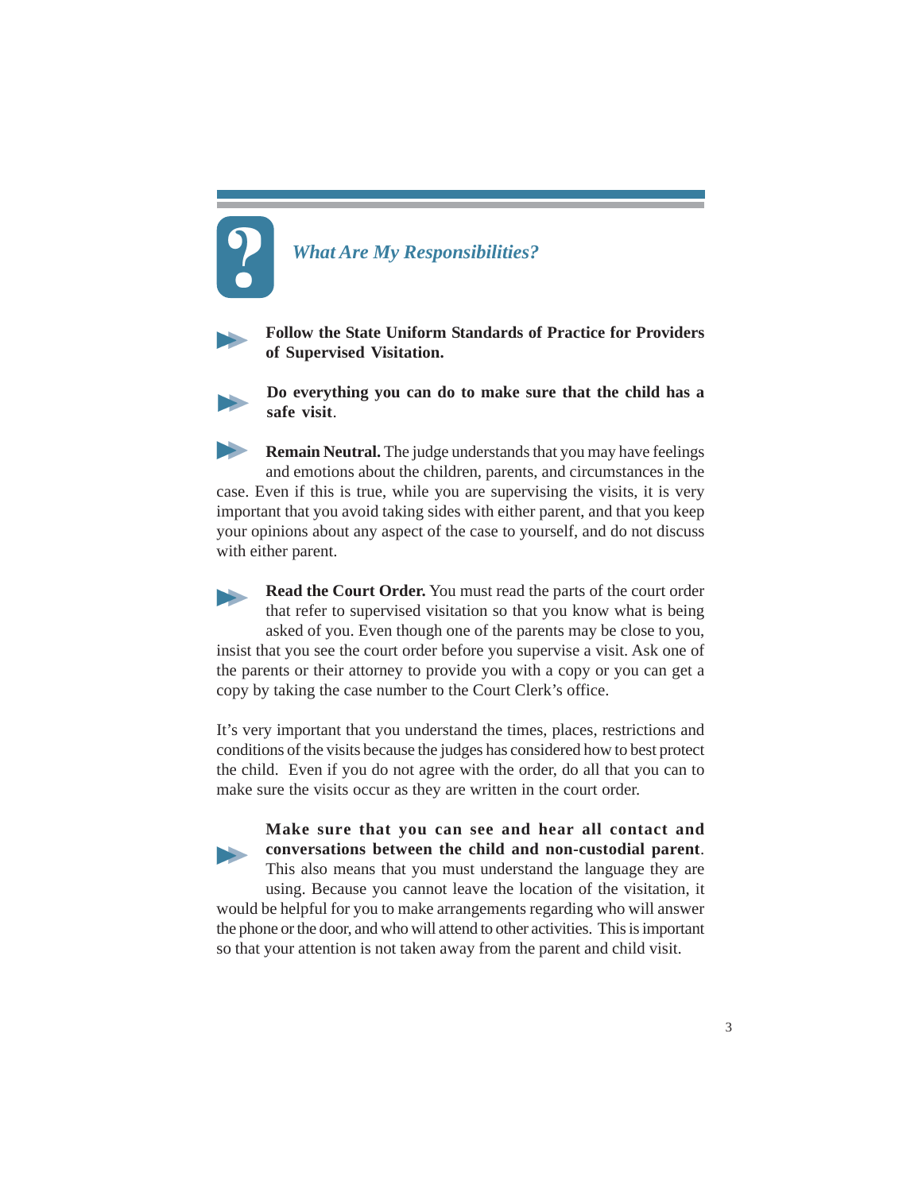## *What Are My Responsibilities?*

- **Follow the State Uniform Standards of Practice for Providers of Supervised Visitation.**

- **Do everything you can do to make sure that the child has a safe visit**.

- **Remain Neutral.** The judge understands that you may have feelings and emotions about the children, parents, and circumstances in the case. Even if this is true, while you are supervising the visits, it is very important that you avoid taking sides with either parent, and that you keep your opinions about any aspect of the case to yourself, and do not discuss with either parent.

- **Read the Court Order.** You must read the parts of the court order that refer to supervised visitation so that you know what is being asked of you. Even though one of the parents may be close to you, insist that you see the court order before you supervise a visit. Ask one of the parents or their attorney to provide you with a copy or you can get a copy by taking the case number to the Court Clerk's office.

  It's very important that you understand the times, places, restrictions and conditions of the visits because the judges has considered how to best protect the child. Even if you do not agree with the order, do all that you can to make sure the visits occur as they are written in the court order.

- **Make sure that you can see and hear all contact and conversations between the child and non-custodial parent**. This also means that you must understand the language they are using. Because you cannot leave the location of the visitation, it would be helpful for you to make arrangements regarding who will answer the phone or the door, and who will attend to other activities. This is important so that your attention is not taken away from the parent and child visit.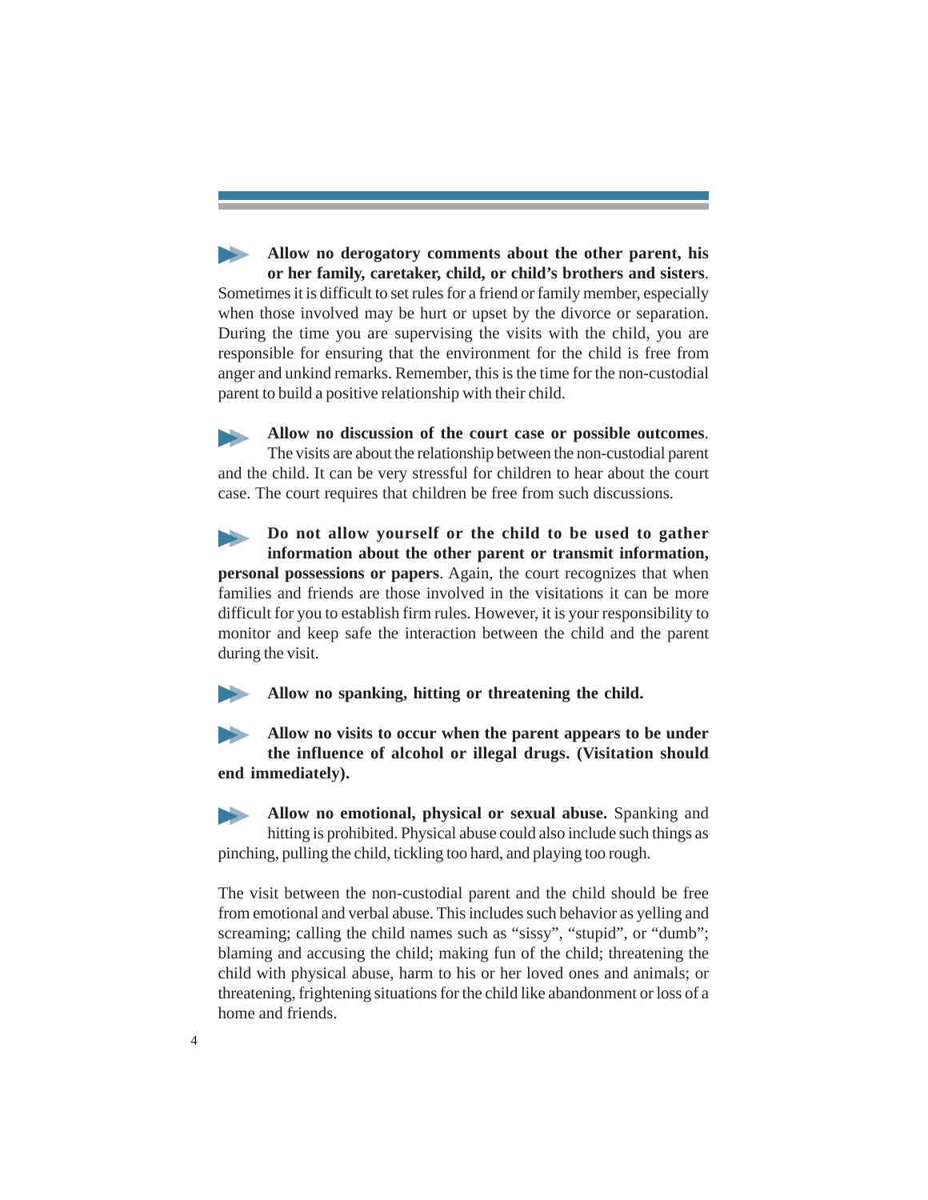- **Allow no derogatory comments about the other parent, his or her family, caretaker, child, or child's brothers and sisters**. Sometimes it is difficult to set rules for a friend or family member, especially when those involved may be hurt or upset by the divorce or separation. During the time you are supervising the visits with the child, you are responsible for ensuring that the environment for the child is free from anger and unkind remarks. Remember, this is the time for the non-custodial parent to build a positive relationship with their child.

- **Allow no discussion of the court case or possible outcomes**. The visits are about the relationship between the non-custodial parent and the child. It can be very stressful for children to hear about the court case. The court requires that children be free from such discussions.

- **Do not allow yourself or the child to be used to gather information about the other parent or transmit information, personal possessions or papers**. Again, the court recognizes that when families and friends are those involved in the visitations it can be more difficult for you to establish firm rules. However, it is your responsibility to monitor and keep safe the interaction between the child and the parent during the visit.

- **Allow no spanking, hitting or threatening the child.**

- **Allow no visits to occur when the parent appears to be under the influence of alcohol or illegal drugs. (Visitation should end immediately).**

- **Allow no emotional, physical or sexual abuse.** Spanking and hitting is prohibited. Physical abuse could also include such things as pinching, pulling the child, tickling too hard, and playing too rough.

The visit between the non-custodial parent and the child should be free from emotional and verbal abuse. This includes such behavior as yelling and screaming; calling the child names such as "sissy", "stupid", or "dumb"; blaming and accusing the child; making fun of the child; threatening the child with physical abuse, harm to his or her loved ones and animals; or threatening, frightening situations for the child like abandonment or loss of a home and friends.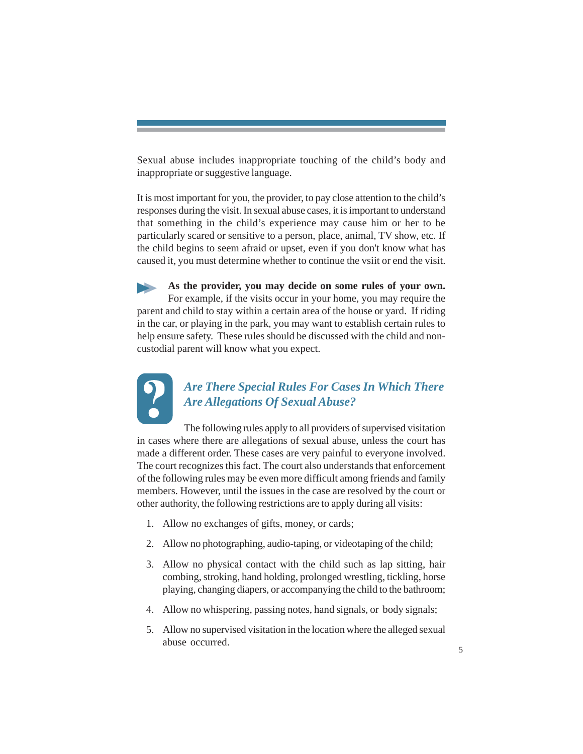Sexual abuse includes inappropriate touching of the child's body and inappropriate or suggestive language.

It is most important for you, the provider, to pay close attention to the child's responses during the visit. In sexual abuse cases, it is important to understand that something in the child's experience may cause him or her to be particularly scared or sensitive to a person, place, animal, TV show, etc. If the child begins to seem afraid or upset, even if you don't know what has caused it, you must determine whether to continue the vsiit or end the visit.

**As the provider, you may decide on some rules of your own.** For example, if the visits occur in your home, you may require the parent and child to stay within a certain area of the house or yard. If riding in the car, or playing in the park, you may want to establish certain rules to help ensure safety. These rules should be discussed with the child and non-custodial parent will know what you expect.

## *Are There Special Rules For Cases In Which There Are Allegations Of Sexual Abuse?*

The following rules apply to all providers of supervised visitation in cases where there are allegations of sexual abuse, unless the court has made a different order. These cases are very painful to everyone involved. The court recognizes this fact. The court also understands that enforcement of the following rules may be even more difficult among friends and family members. However, until the issues in the case are resolved by the court or other authority, the following restrictions are to apply during all visits:

1. Allow no exchanges of gifts, money, or cards;
2. Allow no photographing, audio-taping, or videotaping of the child;
3. Allow no physical contact with the child such as lap sitting, hair combing, stroking, hand holding, prolonged wrestling, tickling, horse playing, changing diapers, or accompanying the child to the bathroom;
4. Allow no whispering, passing notes, hand signals, or body signals;
5. Allow no supervised visitation in the location where the alleged sexual abuse occurred.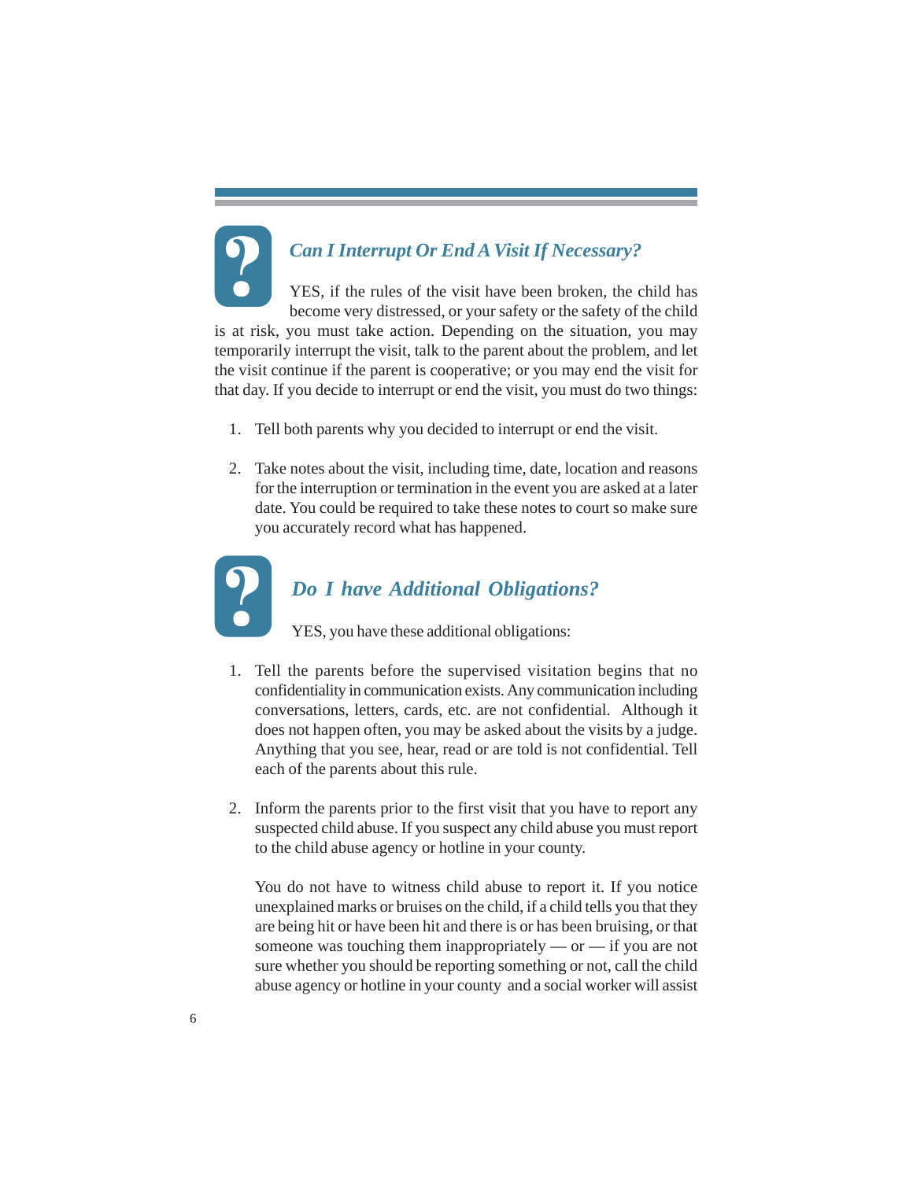## *Can I Interrupt Or End A Visit If Necessary?*

YES, if the rules of the visit have been broken, the child has become very distressed, or your safety or the safety of the child is at risk, you must take action. Depending on the situation, you may temporarily interrupt the visit, talk to the parent about the problem, and let the visit continue if the parent is cooperative; or you may end the visit for that day. If you decide to interrupt or end the visit, you must do two things:

1. Tell both parents why you decided to interrupt or end the visit.

2. Take notes about the visit, including time, date, location and reasons for the interruption or termination in the event you are asked at a later date. You could be required to take these notes to court so make sure you accurately record what has happened.

## *Do I have Additional Obligations?*

YES, you have these additional obligations:

1. Tell the parents before the supervised visitation begins that no confidentiality in communication exists. Any communication including conversations, letters, cards, etc. are not confidential. Although it does not happen often, you may be asked about the visits by a judge. Anything that you see, hear, read or are told is not confidential. Tell each of the parents about this rule.

2. Inform the parents prior to the first visit that you have to report any suspected child abuse. If you suspect any child abuse you must report to the child abuse agency or hotline in your county.

   You do not have to witness child abuse to report it. If you notice unexplained marks or bruises on the child, if a child tells you that they are being hit or have been hit and there is or has been bruising, or that someone was touching them inappropriately — or — if you are not sure whether you should be reporting something or not, call the child abuse agency or hotline in your county and a social worker will assist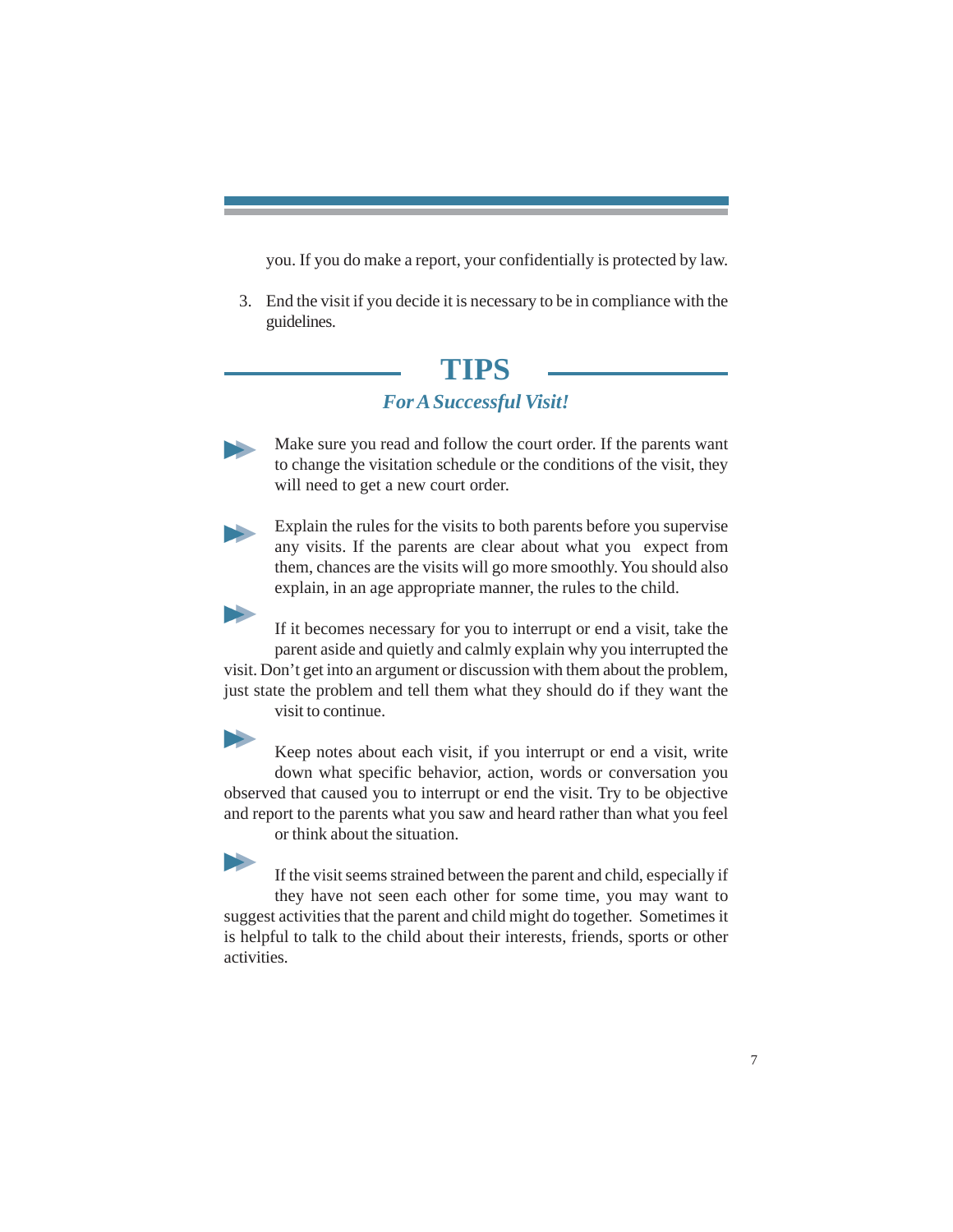you. If you do make a report, your confidentially is protected by law.

3. End the visit if you decide it is necessary to be in compliance with the guidelines.

## TIPS

### *For A Successful Visit!*

- Make sure you read and follow the court order. If the parents want to change the visitation schedule or the conditions of the visit, they will need to get a new court order.

- Explain the rules for the visits to both parents before you supervise any visits. If the parents are clear about what you expect from them, chances are the visits will go more smoothly. You should also explain, in an age appropriate manner, the rules to the child.

- If it becomes necessary for you to interrupt or end a visit, take the parent aside and quietly and calmly explain why you interrupted the visit. Don't get into an argument or discussion with them about the problem, just state the problem and tell them what they should do if they want the visit to continue.

- Keep notes about each visit, if you interrupt or end a visit, write down what specific behavior, action, words or conversation you observed that caused you to interrupt or end the visit. Try to be objective and report to the parents what you saw and heard rather than what you feel or think about the situation.

- If the visit seems strained between the parent and child, especially if they have not seen each other for some time, you may want to suggest activities that the parent and child might do together. Sometimes it is helpful to talk to the child about their interests, friends, sports or other activities.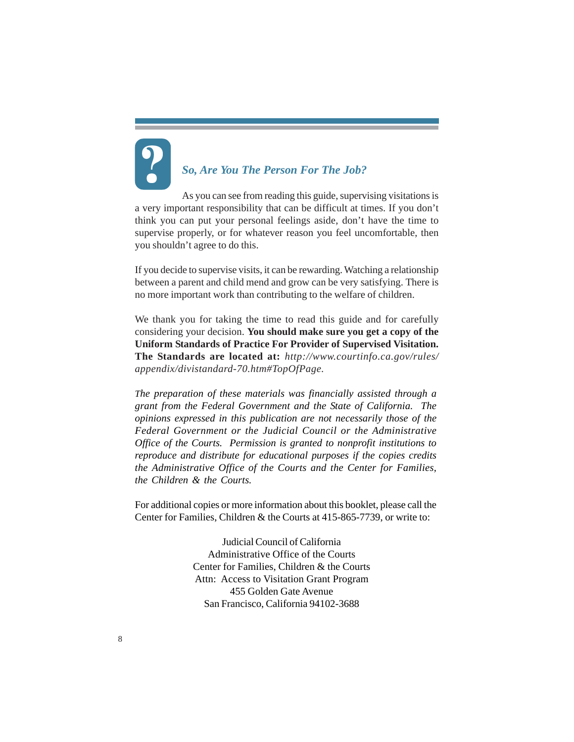## *So, Are You The Person For The Job?*

As you can see from reading this guide, supervising visitations is a very important responsibility that can be difficult at times. If you don't think you can put your personal feelings aside, don't have the time to supervise properly, or for whatever reason you feel uncomfortable, then you shouldn't agree to do this.

If you decide to supervise visits, it can be rewarding. Watching a relationship between a parent and child mend and grow can be very satisfying. There is no more important work than contributing to the welfare of children.

We thank you for taking the time to read this guide and for carefully considering your decision. **You should make sure you get a copy of the Uniform Standards of Practice For Provider of Supervised Visitation. The Standards are located at:** *http://www.courtinfo.ca.gov/rules/appendix/divistandard-70.htm#TopOfPage.*

*The preparation of these materials was financially assisted through a grant from the Federal Government and the State of California. The opinions expressed in this publication are not necessarily those of the Federal Government or the Judicial Council or the Administrative Office of the Courts. Permission is granted to nonprofit institutions to reproduce and distribute for educational purposes if the copies credits the Administrative Office of the Courts and the Center for Families, the Children & the Courts.*

For additional copies or more information about this booklet, please call the Center for Families, Children & the Courts at 415-865-7739, or write to:

Judicial Council of California  
Administrative Office of the Courts  
Center for Families, Children & the Courts  
Attn: Access to Visitation Grant Program  
455 Golden Gate Avenue  
San Francisco, California 94102-3688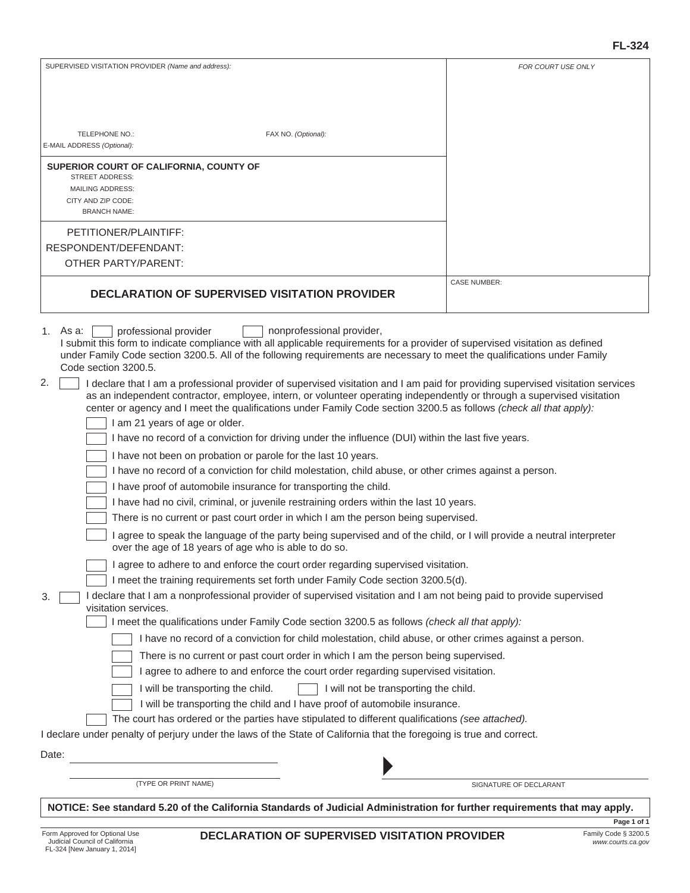FL-324

SUPERVISED VISITATION PROVIDER *(Name and address):*

TELEPHONE NO.: FAX NO. *(Optional):*
E-MAIL ADDRESS *(Optional):*

FOR COURT USE ONLY

**SUPERIOR COURT OF CALIFORNIA, COUNTY OF**
STREET ADDRESS:
MAILING ADDRESS:
CITY AND ZIP CODE:
BRANCH NAME:

PETITIONER/PLAINTIFF:
RESPONDENT/DEFENDANT:
OTHER PARTY/PARENT:

## DECLARATION OF SUPERVISED VISITATION PROVIDER

CASE NUMBER:

1. As a: ☐ professional provider ☐ nonprofessional provider,
   I submit this form to indicate compliance with all applicable requirements for a provider of supervised visitation as defined under Family Code section 3200.5. All of the following requirements are necessary to meet the qualifications under Family Code section 3200.5.
2. ☐ I declare that I am a professional provider of supervised visitation and I am paid for providing supervised visitation services as an independent contractor, employee, intern, or volunteer operating independently or through a supervised visitation center or agency and I meet the qualifications under Family Code section 3200.5 as follows *(check all that apply):*
   - ☐ I am 21 years of age or older.
   - ☐ I have no record of a conviction for driving under the influence (DUI) within the last five years.
   - ☐ I have not been on probation or parole for the last 10 years.
   - ☐ I have no record of a conviction for child molestation, child abuse, or other crimes against a person.
   - ☐ I have proof of automobile insurance for transporting the child.
   - ☐ I have had no civil, criminal, or juvenile restraining orders within the last 10 years.
   - ☐ There is no current or past court order in which I am the person being supervised.
   - ☐ I agree to speak the language of the party being supervised and of the child, or I will provide a neutral interpreter over the age of 18 years of age who is able to do so.
   - ☐ I agree to adhere to and enforce the court order regarding supervised visitation.
   - ☐ I meet the training requirements set forth under Family Code section 3200.5(d).
3. ☐ I declare that I am a nonprofessional provider of supervised visitation and I am not being paid to provide supervised visitation services.
   - ☐ I meet the qualifications under Family Code section 3200.5 as follows *(check all that apply):*
     - ☐ I have no record of a conviction for child molestation, child abuse, or other crimes against a person.
     - ☐ There is no current or past court order in which I am the person being supervised.
     - ☐ I agree to adhere to and enforce the court order regarding supervised visitation.
     - ☐ I will be transporting the child. ☐ I will not be transporting the child.
     - ☐ I will be transporting the child and I have proof of automobile insurance.
   - ☐ The court has ordered or the parties have stipulated to different qualifications *(see attached).*

I declare under penalty of perjury under the laws of the State of California that the foregoing is true and correct.

Date:

(TYPE OR PRINT NAME) ▶ SIGNATURE OF DECLARANT

**NOTICE: See standard 5.20 of the California Standards of Judicial Administration for further requirements that may apply.**

Form Approved for Optional Use
Judicial Council of California
FL-324 [New January 1, 2014]

**DECLARATION OF SUPERVISED VISITATION PROVIDER**

Family Code § 3200.5
*www.courts.ca.gov*